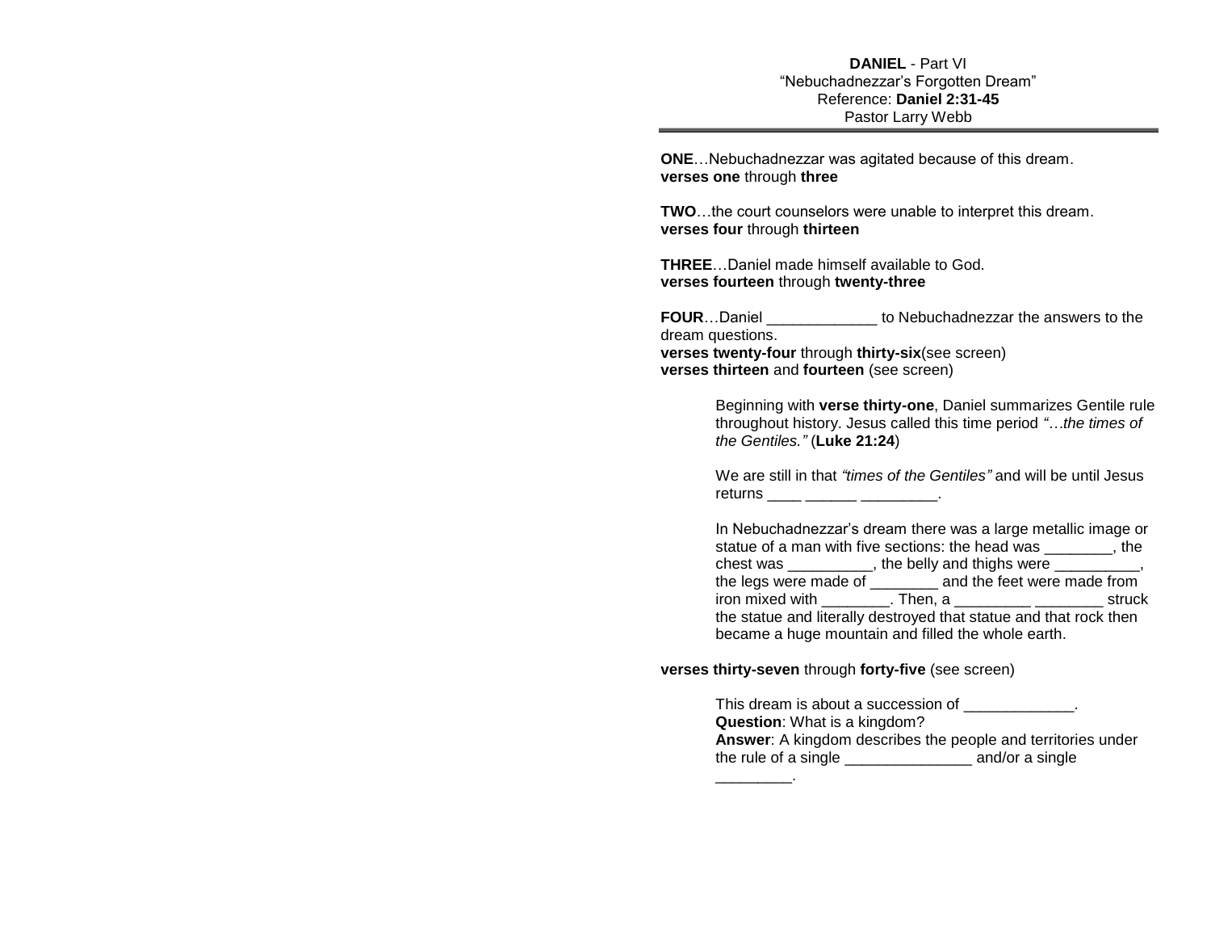**DANIEL** - Part VI
"Nebuchadnezzar's Forgotten Dream"
Reference: **Daniel 2:31-45**
Pastor Larry Webb

---

**ONE**…Nebuchadnezzar was agitated because of this dream.
**verses one** through **three**

**TWO**…the court counselors were unable to interpret this dream.
**verses four** through **thirteen**

**THREE**…Daniel made himself available to God.
**verses fourteen** through **twenty-three**

**FOUR**…Daniel _____________ to Nebuchadnezzar the answers to the dream questions.
**verses twenty-four** through **thirty-six**(see screen)
**verses thirteen** and **fourteen** (see screen)

> Beginning with **verse thirty-one**, Daniel summarizes Gentile rule throughout history. Jesus called this time period *"…the times of the Gentiles."* (**Luke 21:24**)
>
> We are still in that *"times of the Gentiles"* and will be until Jesus returns ____ ______ _________.
>
> In Nebuchadnezzar's dream there was a large metallic image or statue of a man with five sections: the head was ________, the chest was __________, the belly and thighs were __________, the legs were made of ________ and the feet were made from iron mixed with ________. Then, a _________ ________ struck the statue and literally destroyed that statue and that rock then became a huge mountain and filled the whole earth.

**verses thirty-seven** through **forty-five** (see screen)

> This dream is about a succession of _____________.
> **Question**: What is a kingdom?
> **Answer**: A kingdom describes the people and territories under the rule of a single _______________ and/or a single _________.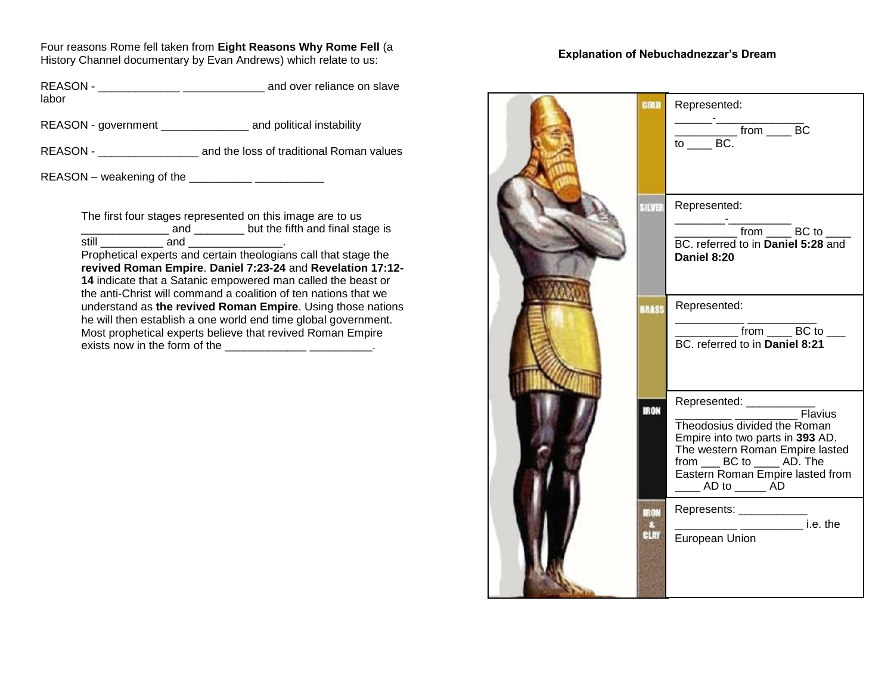Four reasons Rome fell taken from **Eight Reasons Why Rome Fell** (a History Channel documentary by Evan Andrews) which relate to us:

REASON - _____________ _____________ and over reliance on slave labor

REASON - government ______________ and political instability

REASON - ________________ and the loss of traditional Roman values

REASON – weakening of the __________ ___________

The first four stages represented on this image are to us ______________ and ________ but the fifth and final stage is still __________ and _______________.
Prophetical experts and certain theologians call that stage the **revived Roman Empire**. **Daniel 7:23-24** and **Revelation 17:12-14** indicate that a Satanic empowered man called the beast or the anti-Christ will command a coalition of ten nations that we understand as **the revived Roman Empire**. Using those nations he will then establish a one world end time global government. Most prophetical experts believe that revived Roman Empire exists now in the form of the _____________ __________.

## Explanation of Nebuchadnezzar's Dream

| | |
|---|---|
| GOLD | Represented: ______-______________ __________ from ____ BC to ____ BC. |
| SILVER | Represented: ________-__________ __________ from ____ BC to ____ BC. referred to in **Daniel 5:28** and **Daniel 8:20** |
| BRASS | Represented: ___________ ___________ __________ from ____ BC to ___ BC. referred to in **Daniel 8:21** |
| IRON | Represented: ___________ _________ __________ Flavius Theodosius divided the Roman Empire into two parts in **393** AD. The western Roman Empire lasted from ___ BC to ____ AD. The Eastern Roman Empire lasted from ____ AD to _____ AD |
| IRON & CLAY | Represents: ___________ __________ __________ i.e. the European Union |